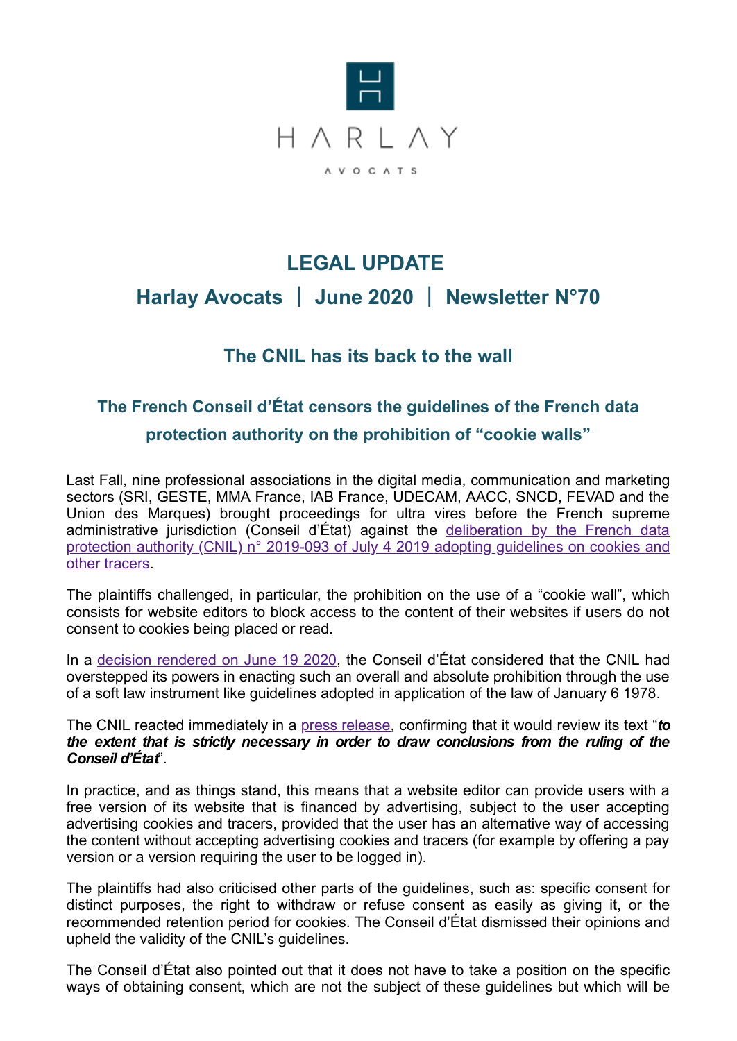# LEGAL UPDATE

## Harlay Avocats | June 2020 | Newsletter N°70

### The CNIL has its back to the wall

### The French Conseil d'État censors the guidelines of the French data protection authority on the prohibition of "cookie walls"

Last Fall, nine professional associations in the digital media, communication and marketing sectors (SRI, GESTE, MMA France, IAB France, UDECAM, AACC, SNCD, FEVAD and the Union des Marques) brought proceedings for ultra vires before the French supreme administrative jurisdiction (Conseil d'État) against the deliberation by the French data protection authority (CNIL) n° 2019-093 of July 4 2019 adopting guidelines on cookies and other tracers.

The plaintiffs challenged, in particular, the prohibition on the use of a "cookie wall", which consists for website editors to block access to the content of their websites if users do not consent to cookies being placed or read.

In a decision rendered on June 19 2020, the Conseil d'État considered that the CNIL had overstepped its powers in enacting such an overall and absolute prohibition through the use of a soft law instrument like guidelines adopted in application of the law of January 6 1978.

The CNIL reacted immediately in a press release, confirming that it would review its text "***to the extent that is strictly necessary in order to draw conclusions from the ruling of the Conseil d'État***".

In practice, and as things stand, this means that a website editor can provide users with a free version of its website that is financed by advertising, subject to the user accepting advertising cookies and tracers, provided that the user has an alternative way of accessing the content without accepting advertising cookies and tracers (for example by offering a pay version or a version requiring the user to be logged in).

The plaintiffs had also criticised other parts of the guidelines, such as: specific consent for distinct purposes, the right to withdraw or refuse consent as easily as giving it, or the recommended retention period for cookies. The Conseil d'État dismissed their opinions and upheld the validity of the CNIL's guidelines.

The Conseil d'État also pointed out that it does not have to take a position on the specific ways of obtaining consent, which are not the subject of these guidelines but which will be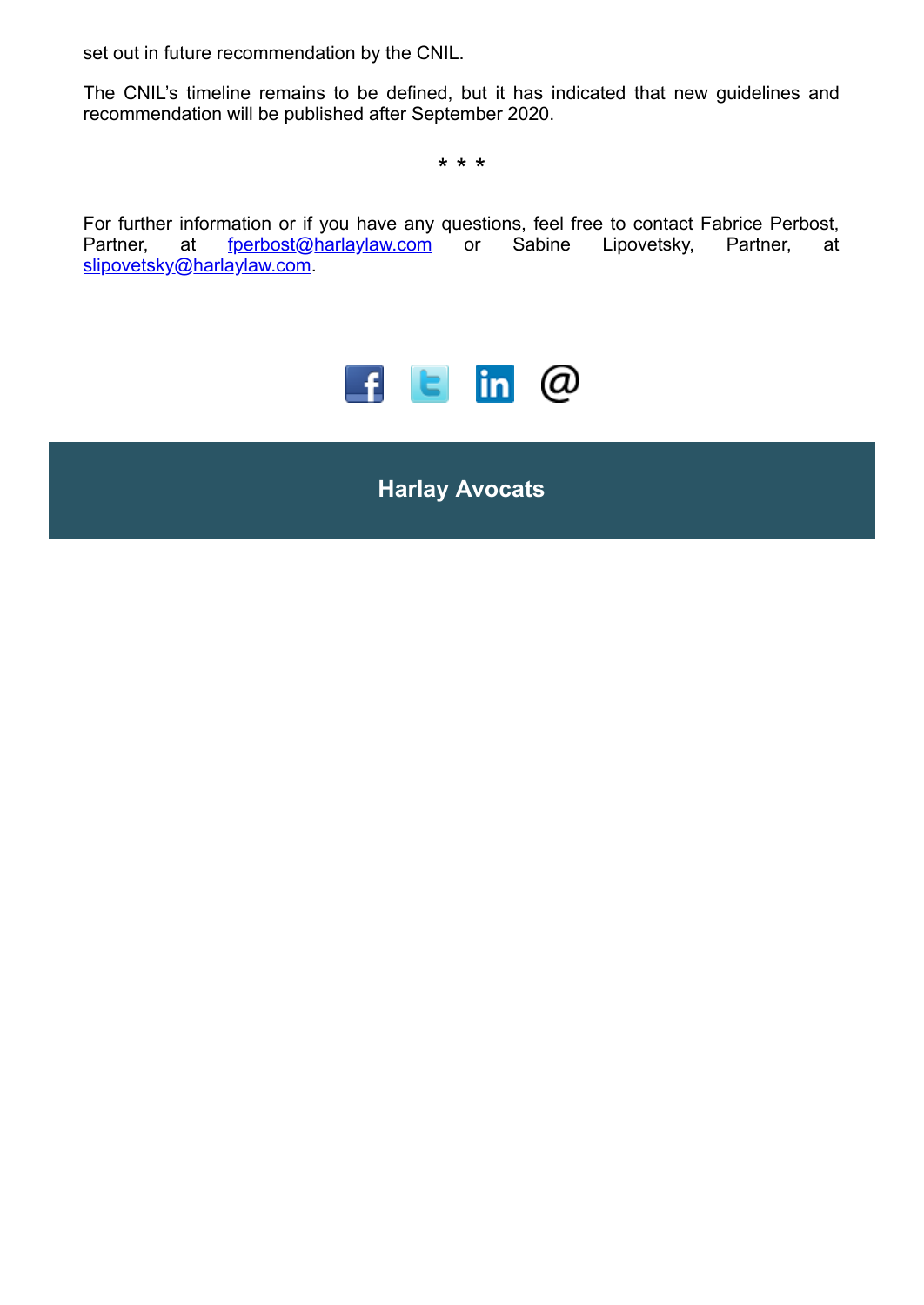set out in future recommendation by the CNIL.

The CNIL's timeline remains to be defined, but it has indicated that new guidelines and recommendation will be published after September 2020.

* * *

For further information or if you have any questions, feel free to contact Fabrice Perbost, Partner, at fperbost@harlaylaw.com or Sabine Lipovetsky, Partner, at slipovetsky@harlaylaw.com.

**Harlay Avocats**